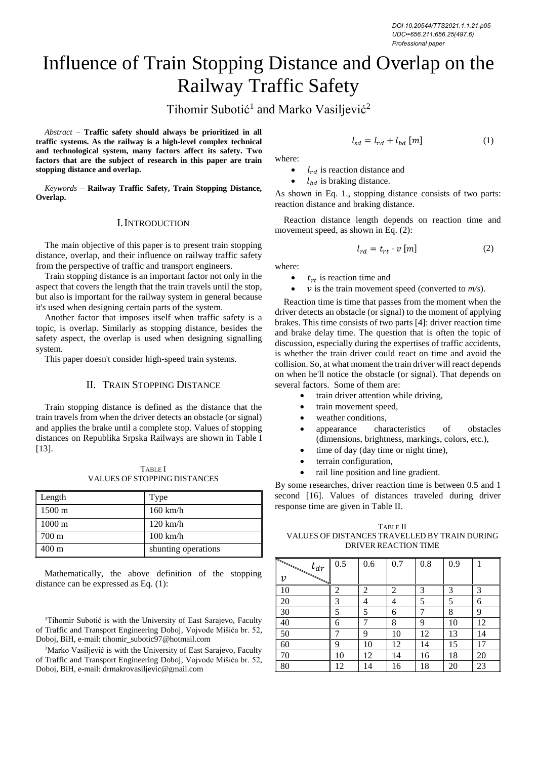DOI 10.20544/TTS2021.1.1.21.p05
UDC••656.211:656.25(497.6)
*Professional paper*

# Influence of Train Stopping Distance and Overlap on the Railway Traffic Safety

Tihomir Subotić[1] and Marko Vasiljević[2]

*Abstract* – **Traffic safety should always be prioritized in all traffic systems. As the railway is a high-level complex technical and technological system, many factors affect its safety. Two factors that are the subject of research in this paper are train stopping distance and overlap.**

*Keywords* – **Railway Traffic Safety, Train Stopping Distance, Overlap.**

## I. INTRODUCTION

The main objective of this paper is to present train stopping distance, overlap, and their influence on railway traffic safety from the perspective of traffic and transport engineers.

Train stopping distance is an important factor not only in the aspect that covers the length that the train travels until the stop, but also is important for the railway system in general because it's used when designing certain parts of the system.

Another factor that imposes itself when traffic safety is a topic, is overlap. Similarly as stopping distance, besides the safety aspect, the overlap is used when designing signalling system.

This paper doesn't consider high-speed train systems.

## II. TRAIN STOPPING DISTANCE

Train stopping distance is defined as the distance that the train travels from when the driver detects an obstacle (or signal) and applies the brake until a complete stop. Values of stopping distances on Republika Srpska Railways are shown in Table I [13].

TABLE I
VALUES OF STOPPING DISTANCES

| Length | Type |
|---|---|
| 1500 m | 160 km/h |
| 1000 m | 120 km/h |
| 700 m | 100 km/h |
| 400 m | shunting operations |

Mathematically, the above definition of the stopping distance can be expressed as Eq. (1):

$$l_{sd} = l_{rd} + l_{bd} \; [m] \quad (1)$$

where:

- $l_{rd}$ is reaction distance and
- $l_{bd}$ is braking distance.

As shown in Eq. 1., stopping distance consists of two parts: reaction distance and braking distance.

Reaction distance length depends on reaction time and movement speed, as shown in Eq. (2):

$$l_{rd} = t_{rt} \cdot v \; [m] \quad (2)$$

where:

- $t_{rt}$ is reaction time and
- $v$ is the train movement speed (converted to *m/s*).

Reaction time is time that passes from the moment when the driver detects an obstacle (or signal) to the moment of applying brakes. This time consists of two parts [4]: driver reaction time and brake delay time. The question that is often the topic of discussion, especially during the expertises of traffic accidents, is whether the train driver could react on time and avoid the collision. So, at what moment the train driver will react depends on when he'll notice the obstacle (or signal). That depends on several factors. Some of them are:

- train driver attention while driving,
- train movement speed,
- weather conditions,
- appearance characteristics of obstacles (dimensions, brightness, markings, colors, etc.),
- time of day (day time or night time),
- terrain configuration,
- rail line position and line gradient.

By some researches, driver reaction time is between 0.5 and 1 second [16]. Values of distances traveled during driver response time are given in Table II.

TABLE II
VALUES OF DISTANCES TRAVELLED BY TRAIN DURING DRIVER REACTION TIME

| $v$ \ $t_{dr}$ | 0.5 | 0.6 | 0.7 | 0.8 | 0.9 | 1 |
|---|---|---|---|---|---|---|
| 10 | 2 | 2 | 2 | 3 | 3 | 3 |
| 20 | 3 | 4 | 4 | 5 | 5 | 6 |
| 30 | 5 | 5 | 6 | 7 | 8 | 9 |
| 40 | 6 | 7 | 8 | 9 | 10 | 12 |
| 50 | 7 | 9 | 10 | 12 | 13 | 14 |
| 60 | 9 | 10 | 12 | 14 | 15 | 17 |
| 70 | 10 | 12 | 14 | 16 | 18 | 20 |
| 80 | 12 | 14 | 16 | 18 | 20 | 23 |

[1]Tihomir Subotić is with the University of East Sarajevo, Faculty of Traffic and Transport Engineering Doboj, Vojvode Mišića br. 52, Doboj, BiH, e-mail: tihomir_subotic97@hotmail.com

[2]Marko Vasiljević is with the University of East Sarajevo, Faculty of Traffic and Transport Engineering Doboj, Vojvode Mišića br. 52, Doboj, BiH, e-mail: drmakrovasiljevic@gmail.com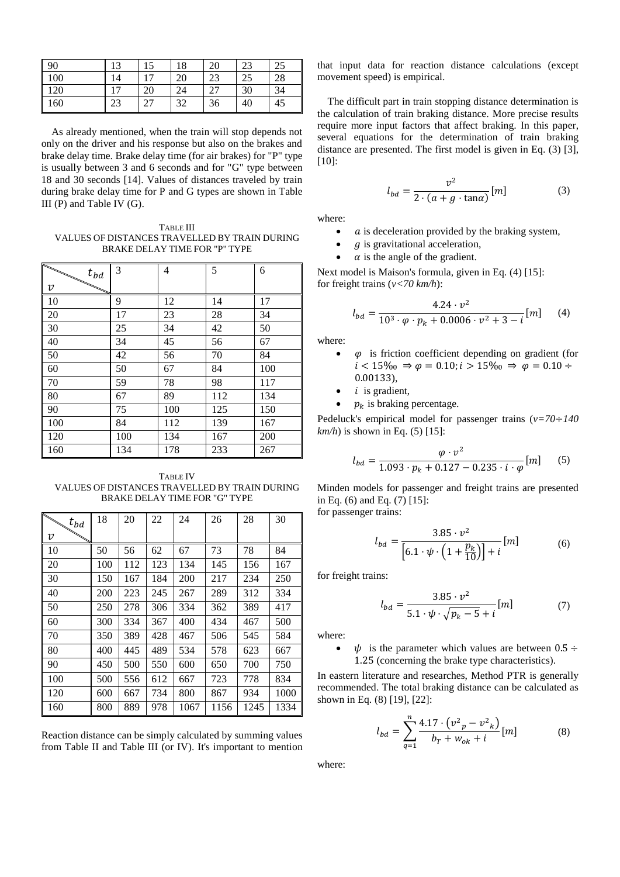| 90 | 13 | 15 | 18 | 20 | 23 | 25 |
|---|---|---|---|---|---|---|
| 100 | 14 | 17 | 20 | 23 | 25 | 28 |
| 120 | 17 | 20 | 24 | 27 | 30 | 34 |
| 160 | 23 | 27 | 32 | 36 | 40 | 45 |

As already mentioned, when the train will stop depends not only on the driver and his response but also on the brakes and brake delay time. Brake delay time (for air brakes) for "P" type is usually between 3 and 6 seconds and for "G" type between 18 and 30 seconds [14]. Values of distances traveled by train during brake delay time for P and G types are shown in Table III (P) and Table IV (G).

TABLE III
VALUES OF DISTANCES TRAVELLED BY TRAIN DURING BRAKE DELAY TIME FOR "P" TYPE

| $v$ \ $t_{bd}$ | 3 | 4 | 5 | 6 |
|---|---|---|---|---|
| 10 | 9 | 12 | 14 | 17 |
| 20 | 17 | 23 | 28 | 34 |
| 30 | 25 | 34 | 42 | 50 |
| 40 | 34 | 45 | 56 | 67 |
| 50 | 42 | 56 | 70 | 84 |
| 60 | 50 | 67 | 84 | 100 |
| 70 | 59 | 78 | 98 | 117 |
| 80 | 67 | 89 | 112 | 134 |
| 90 | 75 | 100 | 125 | 150 |
| 100 | 84 | 112 | 139 | 167 |
| 120 | 100 | 134 | 167 | 200 |
| 160 | 134 | 178 | 233 | 267 |

TABLE IV
VALUES OF DISTANCES TRAVELLED BY TRAIN DURING BRAKE DELAY TIME FOR "G" TYPE

| $v$ \ $t_{bd}$ | 18 | 20 | 22 | 24 | 26 | 28 | 30 |
|---|---|---|---|---|---|---|---|
| 10 | 50 | 56 | 62 | 67 | 73 | 78 | 84 |
| 20 | 100 | 112 | 123 | 134 | 145 | 156 | 167 |
| 30 | 150 | 167 | 184 | 200 | 217 | 234 | 250 |
| 40 | 200 | 223 | 245 | 267 | 289 | 312 | 334 |
| 50 | 250 | 278 | 306 | 334 | 362 | 389 | 417 |
| 60 | 300 | 334 | 367 | 400 | 434 | 467 | 500 |
| 70 | 350 | 389 | 428 | 467 | 506 | 545 | 584 |
| 80 | 400 | 445 | 489 | 534 | 578 | 623 | 667 |
| 90 | 450 | 500 | 550 | 600 | 650 | 700 | 750 |
| 100 | 500 | 556 | 612 | 667 | 723 | 778 | 834 |
| 120 | 600 | 667 | 734 | 800 | 867 | 934 | 1000 |
| 160 | 800 | 889 | 978 | 1067 | 1156 | 1245 | 1334 |

Reaction distance can be simply calculated by summing values from Table II and Table III (or IV). It's important to mention that input data for reaction distance calculations (except movement speed) is empirical.

The difficult part in train stopping distance determination is the calculation of train braking distance. More precise results require more input factors that affect braking. In this paper, several equations for the determination of train braking distance are presented. The first model is given in Eq. (3) [3], [10]:

$$l_{bd} = \frac{v^2}{2 \cdot (a + g \cdot \tan\alpha)} [m] \tag{3}$$

where:

- $a$ is deceleration provided by the braking system,
- $g$ is gravitational acceleration,
- $\alpha$ is the angle of the gradient.

Next model is Maison's formula, given in Eq. (4) [15]:
for freight trains (*v<70 km/h*):

$$l_{bd} = \frac{4.24 \cdot v^2}{10^3 \cdot \varphi \cdot p_k + 0.0006 \cdot v^2 + 3 - i} [m] \tag{4}$$

where:

- $\varphi$ is friction coefficient depending on gradient (for $i < 15‰ \Rightarrow \varphi = 0.10; i > 15‰ \Rightarrow \varphi = 0.10 \div 0.00133$),
- $i$ is gradient,
- $p_k$ is braking percentage.

Pedeluck's empirical model for passenger trains (*v=70÷140 km/h*) is shown in Eq. (5) [15]:

$$l_{bd} = \frac{\varphi \cdot v^2}{1.093 \cdot p_k + 0.127 - 0.235 \cdot i \cdot \varphi} [m] \tag{5}$$

Minden models for passenger and freight trains are presented in Eq. (6) and Eq. (7) [15]:
for passenger trains:

$$l_{bd} = \frac{3.85 \cdot v^2}{\left[6.1 \cdot \psi \cdot \left(1 + \frac{p_k}{10}\right)\right] + i} [m] \tag{6}$$

for freight trains:

$$l_{bd} = \frac{3.85 \cdot v^2}{5.1 \cdot \psi \cdot \sqrt{p_k - 5} + i} [m] \tag{7}$$

where:

- $\psi$ is the parameter which values are between $0.5 \div 1.25$ (concerning the brake type characteristics).

In eastern literature and researches, Method PTR is generally recommended. The total braking distance can be calculated as shown in Eq. (8) [19], [22]:

$$l_{bd} = \sum_{q=1}^{n} \frac{4.17 \cdot \left(v^2{}_p - v^2{}_k\right)}{b_T + w_{ok} + i} [m] \tag{8}$$

where: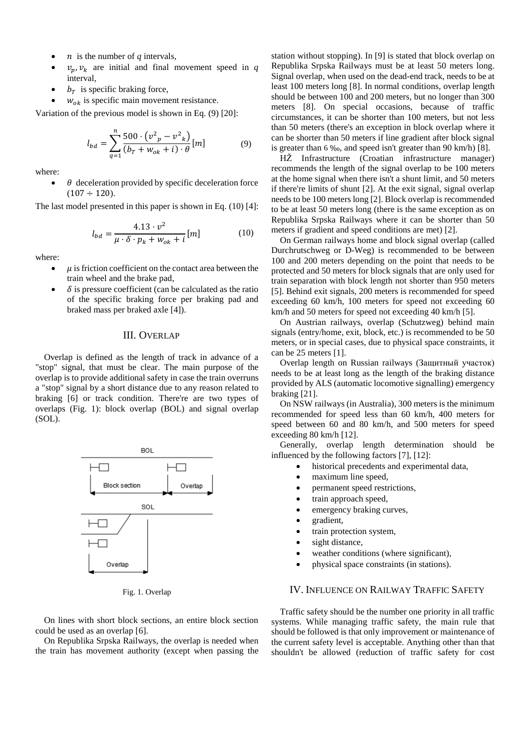- $n$ is the number of $q$ intervals,
- $v_p, v_k$ are initial and final movement speed in $q$ interval,
- $b_T$ is specific braking force,
- $w_{ok}$ is specific main movement resistance.

Variation of the previous model is shown in Eq. (9) [20]:

$$l_{bd} = \sum_{q=1}^{n} \frac{500 \cdot ({v^2}_p - {v^2}_k)}{(b_T + w_{ok} + i) \cdot \theta} [m] \tag{9}$$

where:

- $\theta$ deceleration provided by specific deceleration force $(107 \div 120)$.

The last model presented in this paper is shown in Eq. (10) [4]:

$$l_{bd} = \frac{4.13 \cdot v^2}{\mu \cdot \delta \cdot p_k + w_{ok} + i} [m] \tag{10}$$

where:

- $\mu$ is friction coefficient on the contact area between the train wheel and the brake pad,
- $\delta$ is pressure coefficient (can be calculated as the ratio of the specific braking force per braking pad and braked mass per braked axle [4]).

## III. Overlap

Overlap is defined as the length of track in advance of a "stop" signal, that must be clear. The main purpose of the overlap is to provide additional safety in case the train overruns a "stop" signal by a short distance due to any reason related to braking [6] or track condition. There're are two types of overlaps (Fig. 1): block overlap (BOL) and signal overlap (SOL).

Fig. 1. Overlap

On lines with short block sections, an entire block section could be used as an overlap [6].

On Republika Srpska Railways, the overlap is needed when the train has movement authority (except when passing the station without stopping). In [9] is stated that block overlap on Republika Srpska Railways must be at least 50 meters long. Signal overlap, when used on the dead-end track, needs to be at least 100 meters long [8]. In normal conditions, overlap length should be between 100 and 200 meters, but no longer than 300 meters [8]. On special occasions, because of traffic circumstances, it can be shorter than 100 meters, but not less than 50 meters (there's an exception in block overlap where it can be shorter than 50 meters if line gradient after block signal is greater than 6 ‰, and speed isn't greater than 90 km/h) [8].

HŽ Infrastructure (Croatian infrastructure manager) recommends the length of the signal overlap to be 100 meters at the home signal when there isn't a shunt limit, and 50 meters if there're limits of shunt [2]. At the exit signal, signal overlap needs to be 100 meters long [2]. Block overlap is recommended to be at least 50 meters long (there is the same exception as on Republika Srpska Railways where it can be shorter than 50 meters if gradient and speed conditions are met) [2].

On German railways home and block signal overlap (called Durchrutschweg or D-Weg) is recommended to be between 100 and 200 meters depending on the point that needs to be protected and 50 meters for block signals that are only used for train separation with block length not shorter than 950 meters [5]. Behind exit signals, 200 meters is recommended for speed exceeding 60 km/h, 100 meters for speed not exceeding 60 km/h and 50 meters for speed not exceeding 40 km/h [5].

On Austrian railways, overlap (Schutzweg) behind main signals (entry/home, exit, block, etc.) is recommended to be 50 meters, or in special cases, due to physical space constraints, it can be 25 meters [1].

Overlap length on Russian railways (Защитный участок) needs to be at least long as the length of the braking distance provided by ALS (automatic locomotive signalling) emergency braking [21].

On NSW railways (in Australia), 300 meters is the minimum recommended for speed less than 60 km/h, 400 meters for speed between 60 and 80 km/h, and 500 meters for speed exceeding 80 km/h [12].

Generally, overlap length determination should be influenced by the following factors [7], [12]:

- historical precedents and experimental data,
- maximum line speed,
- permanent speed restrictions,
- train approach speed,
- emergency braking curves,
- gradient,
- train protection system,
- sight distance,
- weather conditions (where significant),
- physical space constraints (in stations).

## IV. Influence on Railway Traffic Safety

Traffic safety should be the number one priority in all traffic systems. While managing traffic safety, the main rule that should be followed is that only improvement or maintenance of the current safety level is acceptable. Anything other than that shouldn't be allowed (reduction of traffic safety for cost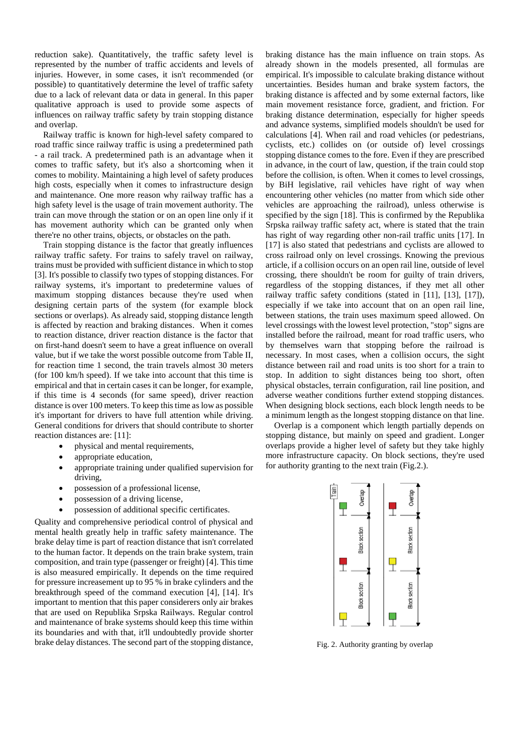reduction sake). Quantitatively, the traffic safety level is represented by the number of traffic accidents and levels of injuries. However, in some cases, it isn't recommended (or possible) to quantitatively determine the level of traffic safety due to a lack of relevant data or data in general. In this paper qualitative approach is used to provide some aspects of influences on railway traffic safety by train stopping distance and overlap.

Railway traffic is known for high-level safety compared to road traffic since railway traffic is using a predetermined path - a rail track. A predetermined path is an advantage when it comes to traffic safety, but it's also a shortcoming when it comes to mobility. Maintaining a high level of safety produces high costs, especially when it comes to infrastructure design and maintenance. One more reason why railway traffic has a high safety level is the usage of train movement authority. The train can move through the station or on an open line only if it has movement authority which can be granted only when there're no other trains, objects, or obstacles on the path.

Train stopping distance is the factor that greatly influences railway traffic safety. For trains to safely travel on railway, trains must be provided with sufficient distance in which to stop [3]. It's possible to classify two types of stopping distances. For railway systems, it's important to predetermine values of maximum stopping distances because they're used when designing certain parts of the system (for example block sections or overlaps). As already said, stopping distance length is affected by reaction and braking distances. When it comes to reaction distance, driver reaction distance is the factor that on first-hand doesn't seem to have a great influence on overall value, but if we take the worst possible outcome from Table II, for reaction time 1 second, the train travels almost 30 meters (for 100 km/h speed). If we take into account that this time is empirical and that in certain cases it can be longer, for example, if this time is 4 seconds (for same speed), driver reaction distance is over 100 meters. To keep this time as low as possible it's important for drivers to have full attention while driving. General conditions for drivers that should contribute to shorter reaction distances are: [11]:

- physical and mental requirements,
- appropriate education,
- appropriate training under qualified supervision for driving,
- possession of a professional license,
- possession of a driving license,
- possession of additional specific certificates.

Quality and comprehensive periodical control of physical and mental health greatly help in traffic safety maintenance. The brake delay time is part of reaction distance that isn't correlated to the human factor. It depends on the train brake system, train composition, and train type (passenger or freight) [4]. This time is also measured empirically. It depends on the time required for pressure increasement up to 95 % in brake cylinders and the breakthrough speed of the command execution [4], [14]. It's important to mention that this paper considerers only air brakes that are used on Republika Srpska Railways. Regular control and maintenance of brake systems should keep this time within its boundaries and with that, it'll undoubtedly provide shorter brake delay distances. The second part of the stopping distance, braking distance has the main influence on train stops. As already shown in the models presented, all formulas are empirical. It's impossible to calculate braking distance without uncertainties. Besides human and brake system factors, the braking distance is affected by some external factors, like main movement resistance force, gradient, and friction. For braking distance determination, especially for higher speeds and advance systems, simplified models shouldn't be used for calculations [4]. When rail and road vehicles (or pedestrians, cyclists, etc.) collides on (or outside of) level crossings stopping distance comes to the fore. Even if they are prescribed in advance, in the court of law, question, if the train could stop before the collision, is often. When it comes to level crossings, by BiH legislative, rail vehicles have right of way when encountering other vehicles (no matter from which side other vehicles are approaching the railroad), unless otherwise is specified by the sign [18]. This is confirmed by the Republika Srpska railway traffic safety act, where is stated that the train has right of way regarding other non-rail traffic units [17]. In [17] is also stated that pedestrians and cyclists are allowed to cross railroad only on level crossings. Knowing the previous article, if a collision occurs on an open rail line, outside of level crossing, there shouldn't be room for guilty of train drivers, regardless of the stopping distances, if they met all other railway traffic safety conditions (stated in [11], [13], [17]), especially if we take into account that on an open rail line, between stations, the train uses maximum speed allowed. On level crossings with the lowest level protection, "stop" signs are installed before the railroad, meant for road traffic users, who by themselves warn that stopping before the railroad is necessary. In most cases, when a collision occurs, the sight distance between rail and road units is too short for a train to stop. In addition to sight distances being too short, often physical obstacles, terrain configuration, rail line position, and adverse weather conditions further extend stopping distances. When designing block sections, each block length needs to be a minimum length as the longest stopping distance on that line.

Overlap is a component which length partially depends on stopping distance, but mainly on speed and gradient. Longer overlaps provide a higher level of safety but they take highly more infrastructure capacity. On block sections, they're used for authority granting to the next train (Fig.2.).

Fig. 2. Authority granting by overlap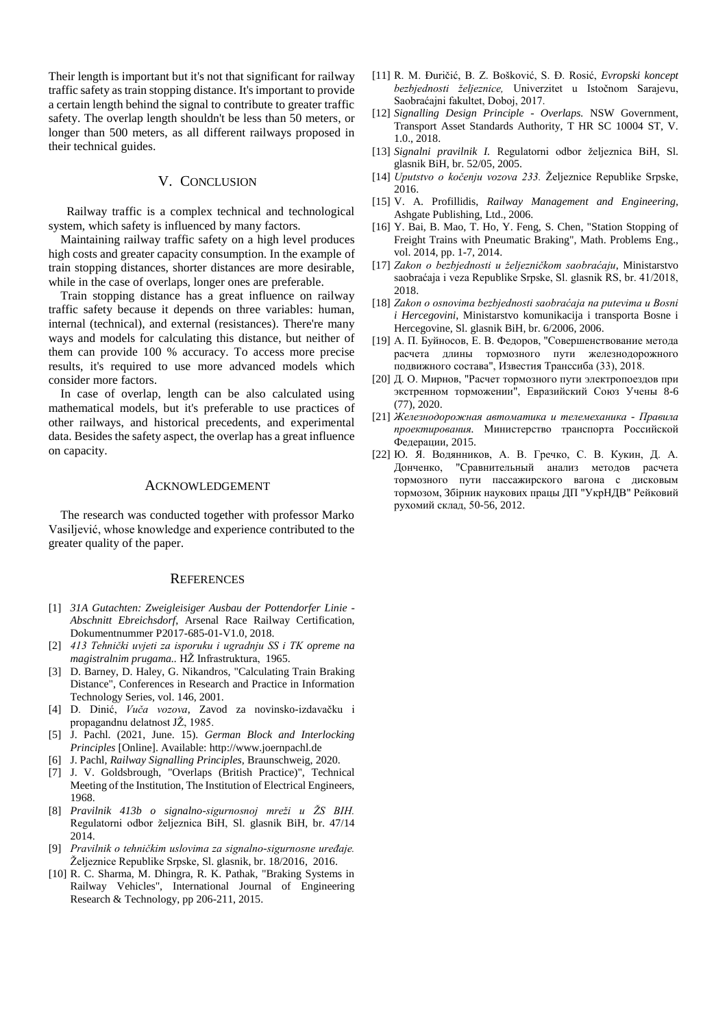Their length is important but it's not that significant for railway traffic safety as train stopping distance. It's important to provide a certain length behind the signal to contribute to greater traffic safety. The overlap length shouldn't be less than 50 meters, or longer than 500 meters, as all different railways proposed in their technical guides.

## V. Conclusion

Railway traffic is a complex technical and technological system, which safety is influenced by many factors.

Maintaining railway traffic safety on a high level produces high costs and greater capacity consumption. In the example of train stopping distances, shorter distances are more desirable, while in the case of overlaps, longer ones are preferable.

Train stopping distance has a great influence on railway traffic safety because it depends on three variables: human, internal (technical), and external (resistances). There're many ways and models for calculating this distance, but neither of them can provide 100 % accuracy. To access more precise results, it's required to use more advanced models which consider more factors.

In case of overlap, length can be also calculated using mathematical models, but it's preferable to use practices of other railways, and historical precedents, and experimental data. Besides the safety aspect, the overlap has a great influence on capacity.

## Acknowledgement

The research was conducted together with professor Marko Vasiljević, whose knowledge and experience contributed to the greater quality of the paper.

## References

[1] *31A Gutachten: Zweigleisiger Ausbau der Pottendorfer Linie - Abschnitt Ebreichsdorf*, Arsenal Race Railway Certification, Dokumentnummer P2017-685-01-V1.0, 2018.

[2] *413 Tehnički uvjeti za isporuku i ugradnju SS i TK opreme na magistralnim prugama.*. HŽ Infrastruktura, 1965.

[3] D. Barney, D. Haley, G. Nikandros, "Calculating Train Braking Distance", Conferences in Research and Practice in Information Technology Series, vol. 146, 2001.

[4] D. Dinić, *Vuča vozova*, Zavod za novinsko-izdavačku i propagandnu delatnost JŽ, 1985.

[5] J. Pachl. (2021, June. 15). *German Block and Interlocking Principles* [Online]. Available: http://www.joernpachl.de

[6] J. Pachl, *Railway Signalling Principles,* Braunschweig, 2020.

[7] J. V. Goldsbrough, "Overlaps (British Practice)", Technical Meeting of the Institution, The Institution of Electrical Engineers, 1968.

[8] *Pravilnik 413b o signalno-sigurnosnoj mreži u ŽS BIH.* Regulatorni odbor željeznica BiH, Sl. glasnik BiH, br. 47/14 2014.

[9] *Pravilnik o tehničkim uslovima za signalno-sigurnosne uređaje.* Željeznice Republike Srpske, Sl. glasnik, br. 18/2016, 2016.

[10] R. C. Sharma, M. Dhingra, R. K. Pathak, "Braking Systems in Railway Vehicles", International Journal of Engineering Research & Technology, pp 206-211, 2015.

[11] R. M. Đuričić, B. Z. Bošković, S. Đ. Rosić, *Evropski koncept bezbjednosti željeznice,* Univerzitet u Istočnom Sarajevu, Saobraćajni fakultet, Doboj, 2017.

[12] *Signalling Design Principle - Overlaps.* NSW Government, Transport Asset Standards Authority, T HR SC 10004 ST, V. 1.0., 2018.

[13] *Signalni pravilnik I.* Regulatorni odbor željeznica BiH, Sl. glasnik BiH, br. 52/05, 2005.

[14] *Uputstvo o kočenju vozova 233.* Željeznice Republike Srpske, 2016.

[15] V. A. Profillidis, *Railway Management and Engineering,* Ashgate Publishing, Ltd., 2006.

[16] Y. Bai, B. Mao, T. Ho, Y. Feng, S. Chen, "Station Stopping of Freight Trains with Pneumatic Braking", Math. Problems Eng., vol. 2014, pp. 1-7, 2014.

[17] *Zakon o bezbjednosti u željezničkom saobraćaju*, Ministarstvo saobraćaja i veza Republike Srpske, Sl. glasnik RS, br. 41/2018, 2018.

[18] *Zakon o osnovima bezbjednosti saobraćaja na putevima u Bosni i Hercegovini*, Ministarstvo komunikacija i transporta Bosne i Hercegovine, Sl. glasnik BiH, br. 6/2006, 2006.

[19] А. П. Буйносов, Е. В. Федоров, "Совершенствование метода расчета длины тормозного пути железнодорожного подвижного состава", Известия Транссиба (33), 2018.

[20] Д. О. Мирнов, "Расчет тормозного пути электропоездов при экстренном торможении", Евразийский Союз Учены 8-6 (77), 2020.

[21] *Железнодорожная автоматика и телемеханика - Правила проектирования.* Министерство транспорта Российской Федерации, 2015.

[22] Ю. Я. Водянников, А. В. Гречко, С. В. Кукин, Д. А. Донченко, "Сравнительный анализ методов расчета тормозного пути пассажирского вагона с дисковым тормозом, Збірник наукових працы ДП "УкрНДВ" Рейковий рухомий склад, 50-56, 2012.